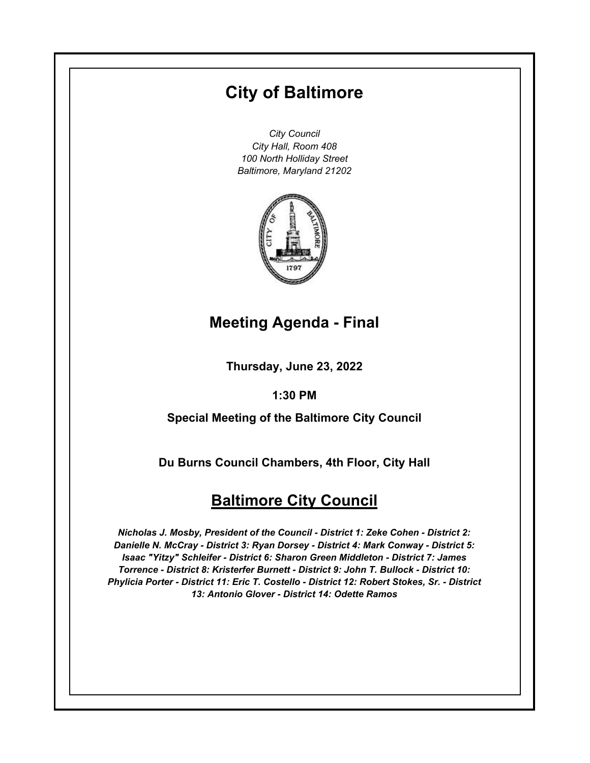# City of Baltimore

*City Council*
*City Hall, Room 408*
*100 North Holliday Street*
*Baltimore, Maryland 21202*

## Meeting Agenda - Final

**Thursday, June 23, 2022**

**1:30 PM**

**Special Meeting of the Baltimore City Council**

**Du Burns Council Chambers, 4th Floor, City Hall**

## Baltimore City Council

***Nicholas J. Mosby, President of the Council - District 1: Zeke Cohen - District 2: Danielle N. McCray - District 3: Ryan Dorsey - District 4: Mark Conway - District 5: Isaac "Yitzy" Schleifer - District 6: Sharon Green Middleton - District 7: James Torrence - District 8: Kristerfer Burnett - District 9: John T. Bullock - District 10: Phylicia Porter - District 11: Eric T. Costello - District 12: Robert Stokes, Sr. - District 13: Antonio Glover - District 14: Odette Ramos***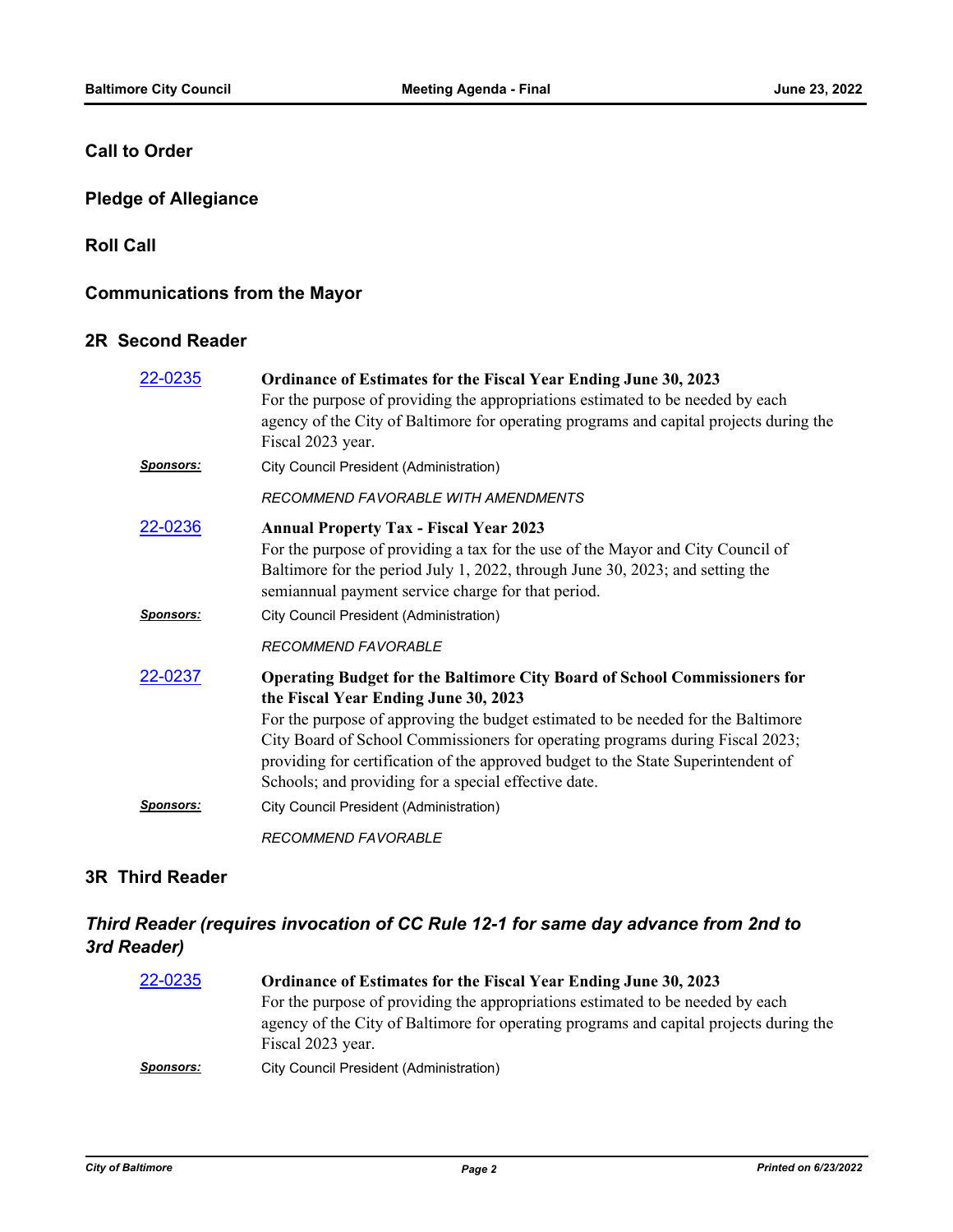## Call to Order

## Pledge of Allegiance

## Roll Call

## Communications from the Mayor

## 2R Second Reader

22-0235 **Ordinance of Estimates for the Fiscal Year Ending June 30, 2023**
For the purpose of providing the appropriations estimated to be needed by each agency of the City of Baltimore for operating programs and capital projects during the Fiscal 2023 year.

***Sponsors:*** City Council President (Administration)

*RECOMMEND FAVORABLE WITH AMENDMENTS*

22-0236 **Annual Property Tax - Fiscal Year 2023**
For the purpose of providing a tax for the use of the Mayor and City Council of Baltimore for the period July 1, 2022, through June 30, 2023; and setting the semiannual payment service charge for that period.

***Sponsors:*** City Council President (Administration)

*RECOMMEND FAVORABLE*

22-0237 **Operating Budget for the Baltimore City Board of School Commissioners for the Fiscal Year Ending June 30, 2023**
For the purpose of approving the budget estimated to be needed for the Baltimore City Board of School Commissioners for operating programs during Fiscal 2023; providing for certification of the approved budget to the State Superintendent of Schools; and providing for a special effective date.

***Sponsors:*** City Council President (Administration)

*RECOMMEND FAVORABLE*

## 3R Third Reader

## *Third Reader (requires invocation of CC Rule 12-1 for same day advance from 2nd to 3rd Reader)*

22-0235 **Ordinance of Estimates for the Fiscal Year Ending June 30, 2023**
For the purpose of providing the appropriations estimated to be needed by each agency of the City of Baltimore for operating programs and capital projects during the Fiscal 2023 year.

***Sponsors:*** City Council President (Administration)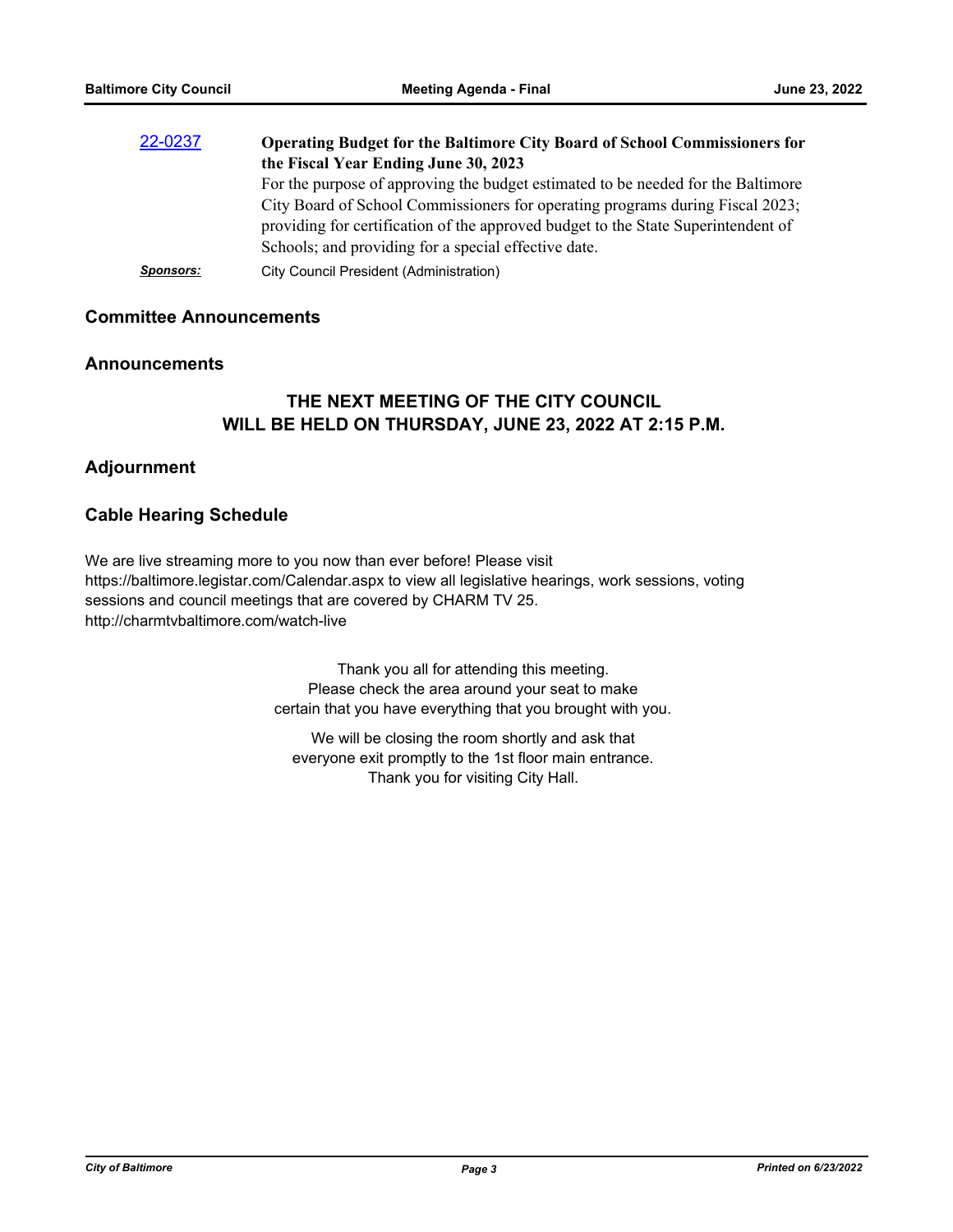22-0237 **Operating Budget for the Baltimore City Board of School Commissioners for the Fiscal Year Ending June 30, 2023**

For the purpose of approving the budget estimated to be needed for the Baltimore City Board of School Commissioners for operating programs during Fiscal 2023; providing for certification of the approved budget to the State Superintendent of Schools; and providing for a special effective date.

***Sponsors:*** City Council President (Administration)

## Committee Announcements

## Announcements

**THE NEXT MEETING OF THE CITY COUNCIL**
**WILL BE HELD ON THURSDAY, JUNE 23, 2022 AT 2:15 P.M.**

## Adjournment

## Cable Hearing Schedule

We are live streaming more to you now than ever before! Please visit https://baltimore.legistar.com/Calendar.aspx to view all legislative hearings, work sessions, voting sessions and council meetings that are covered by CHARM TV 25.
http://charmtvbaltimore.com/watch-live

Thank you all for attending this meeting.
Please check the area around your seat to make certain that you have everything that you brought with you.

We will be closing the room shortly and ask that everyone exit promptly to the 1st floor main entrance.
Thank you for visiting City Hall.